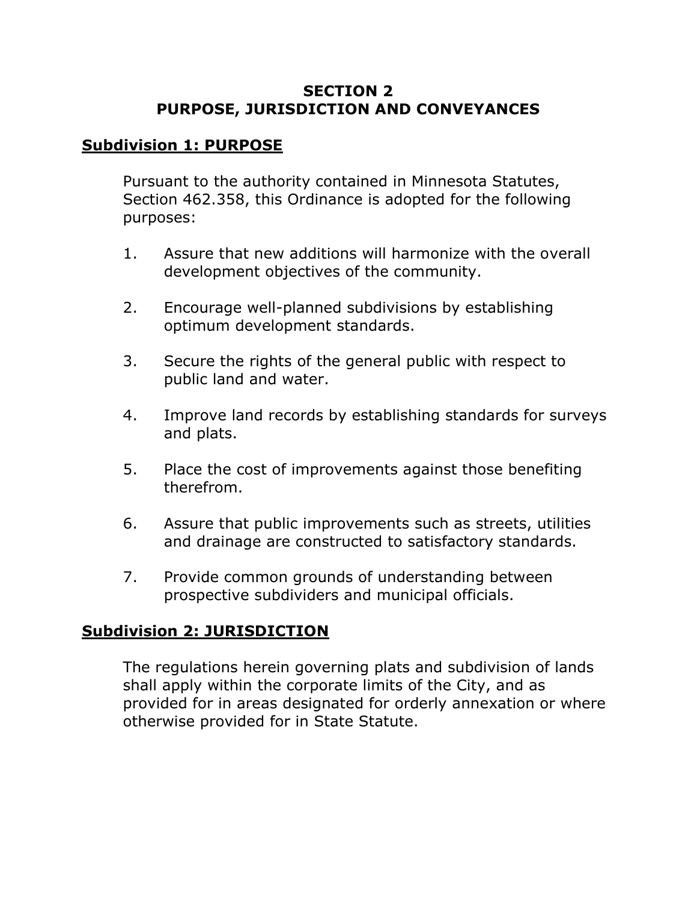# SECTION 2
# PURPOSE, JURISDICTION AND CONVEYANCES

## Subdivision 1: PURPOSE

Pursuant to the authority contained in Minnesota Statutes, Section 462.358, this Ordinance is adopted for the following purposes:

1. Assure that new additions will harmonize with the overall development objectives of the community.

2. Encourage well-planned subdivisions by establishing optimum development standards.

3. Secure the rights of the general public with respect to public land and water.

4. Improve land records by establishing standards for surveys and plats.

5. Place the cost of improvements against those benefiting therefrom.

6. Assure that public improvements such as streets, utilities and drainage are constructed to satisfactory standards.

7. Provide common grounds of understanding between prospective subdividers and municipal officials.

## Subdivision 2: JURISDICTION

The regulations herein governing plats and subdivision of lands shall apply within the corporate limits of the City, and as provided for in areas designated for orderly annexation or where otherwise provided for in State Statute.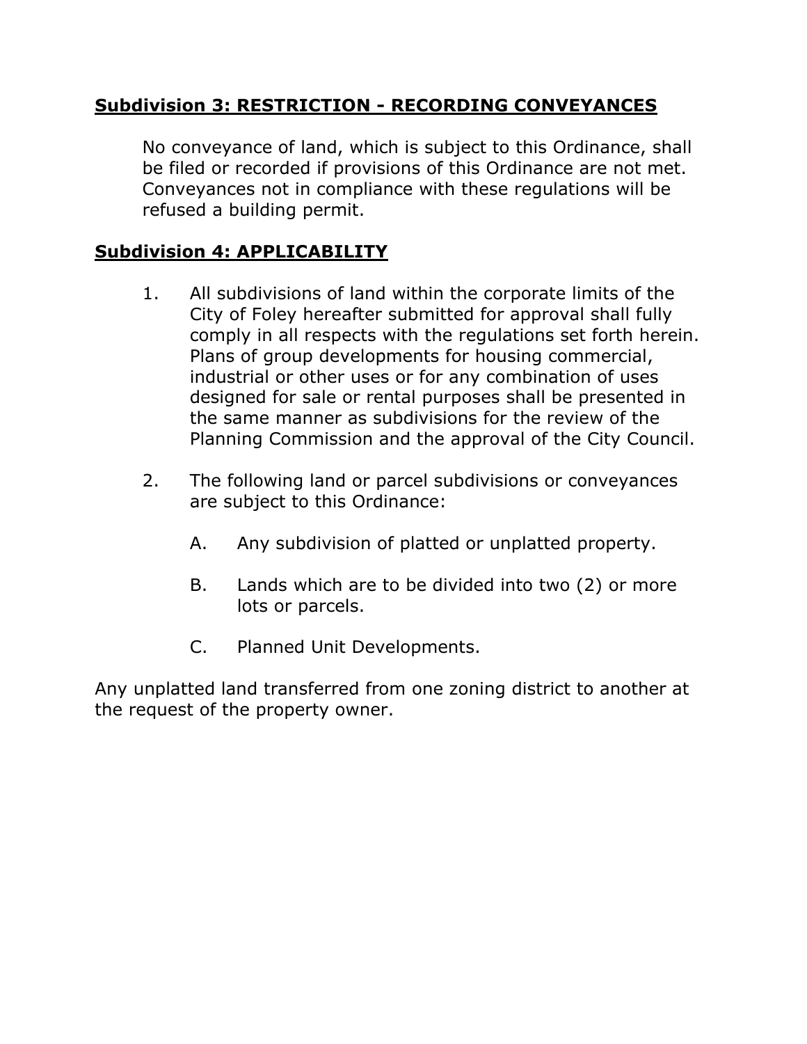**Subdivision 3: RESTRICTION - RECORDING CONVEYANCES**

No conveyance of land, which is subject to this Ordinance, shall be filed or recorded if provisions of this Ordinance are not met. Conveyances not in compliance with these regulations will be refused a building permit.

**Subdivision 4: APPLICABILITY**

1. All subdivisions of land within the corporate limits of the City of Foley hereafter submitted for approval shall fully comply in all respects with the regulations set forth herein. Plans of group developments for housing commercial, industrial or other uses or for any combination of uses designed for sale or rental purposes shall be presented in the same manner as subdivisions for the review of the Planning Commission and the approval of the City Council.

2. The following land or parcel subdivisions or conveyances are subject to this Ordinance:

   A. Any subdivision of platted or unplatted property.

   B. Lands which are to be divided into two (2) or more lots or parcels.

   C. Planned Unit Developments.

Any unplatted land transferred from one zoning district to another at the request of the property owner.